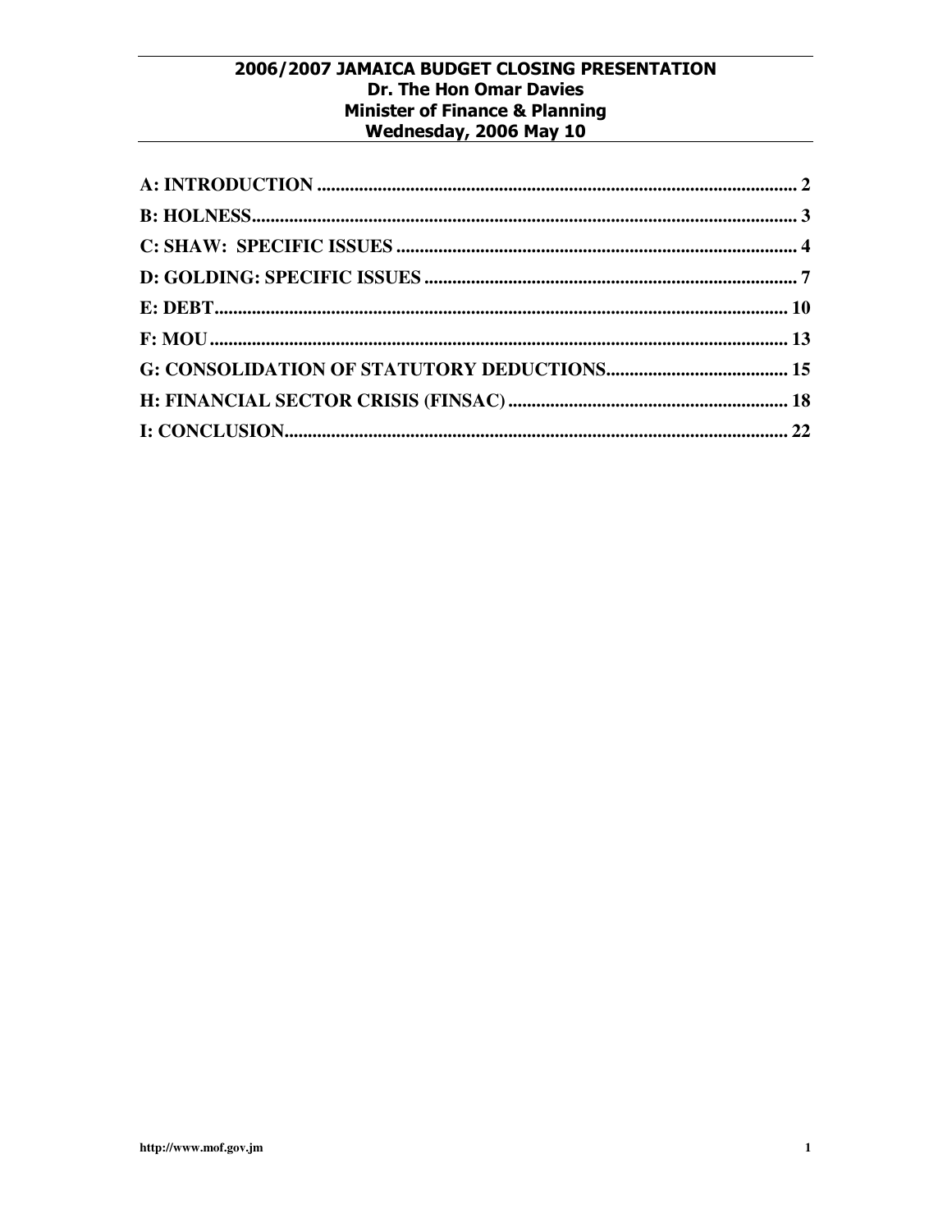# 2006/2007 JAMAICA BUDGET CLOSING PRESENTATION

**Dr. The Hon Omar Davies**

**Minister of Finance & Planning**

**Wednesday, 2006 May 10**

**A: INTRODUCTION** .......................................................................................... 2

**B: HOLNESS**.................................................................................................... 3

**C: SHAW: SPECIFIC ISSUES** ........................................................................ 4

**D: GOLDING: SPECIFIC ISSUES** .................................................................. 7

**E: DEBT**............................................................................................................ 10

**F: MOU** ............................................................................................................ 13

**G: CONSOLIDATION OF STATUTORY DEDUCTIONS**.............................. 15

**H: FINANCIAL SECTOR CRISIS (FINSAC)** ................................................. 18

**I: CONCLUSION**.............................................................................................. 22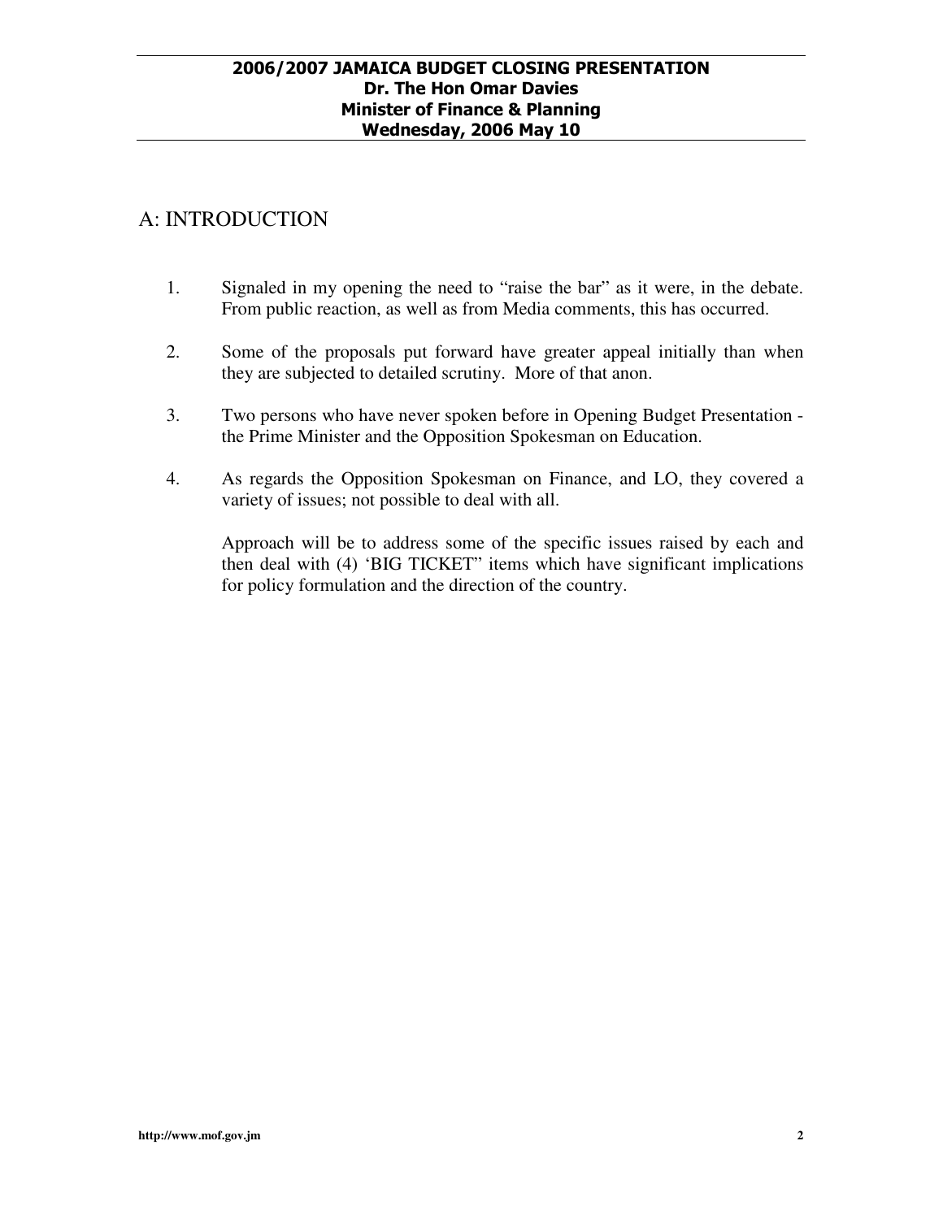## A: INTRODUCTION

1. Signaled in my opening the need to "raise the bar" as it were, in the debate. From public reaction, as well as from Media comments, this has occurred.

2. Some of the proposals put forward have greater appeal initially than when they are subjected to detailed scrutiny. More of that anon.

3. Two persons who have never spoken before in Opening Budget Presentation - the Prime Minister and the Opposition Spokesman on Education.

4. As regards the Opposition Spokesman on Finance, and LO, they covered a variety of issues; not possible to deal with all.

   Approach will be to address some of the specific issues raised by each and then deal with (4) 'BIG TICKET" items which have significant implications for policy formulation and the direction of the country.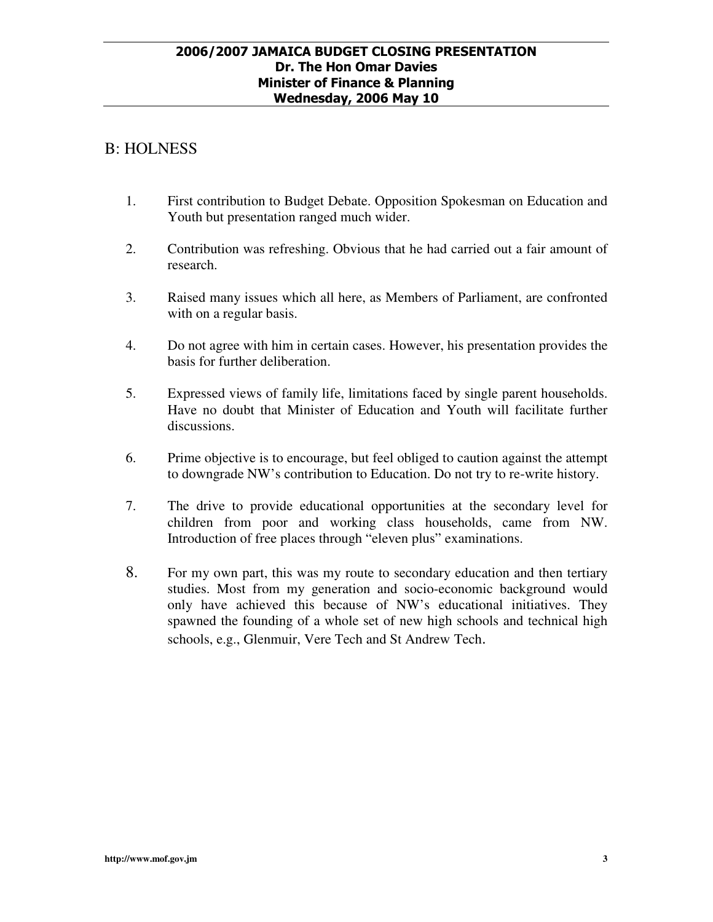## B: HOLNESS

1. First contribution to Budget Debate. Opposition Spokesman on Education and Youth but presentation ranged much wider.

2. Contribution was refreshing. Obvious that he had carried out a fair amount of research.

3. Raised many issues which all here, as Members of Parliament, are confronted with on a regular basis.

4. Do not agree with him in certain cases. However, his presentation provides the basis for further deliberation.

5. Expressed views of family life, limitations faced by single parent households. Have no doubt that Minister of Education and Youth will facilitate further discussions.

6. Prime objective is to encourage, but feel obliged to caution against the attempt to downgrade NW's contribution to Education. Do not try to re-write history.

7. The drive to provide educational opportunities at the secondary level for children from poor and working class households, came from NW. Introduction of free places through "eleven plus" examinations.

8. For my own part, this was my route to secondary education and then tertiary studies. Most from my generation and socio-economic background would only have achieved this because of NW's educational initiatives. They spawned the founding of a whole set of new high schools and technical high schools, e.g., Glenmuir, Vere Tech and St Andrew Tech.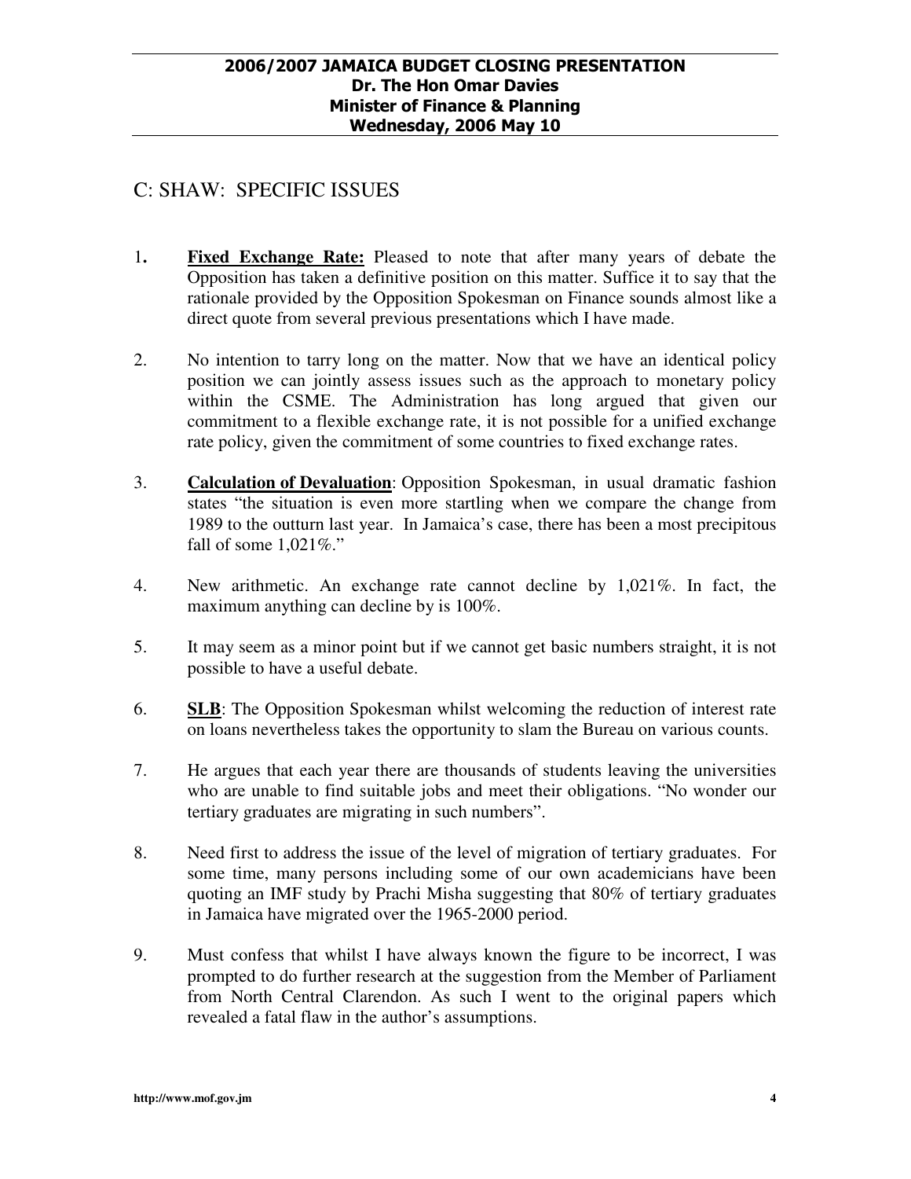## C: SHAW: SPECIFIC ISSUES

1. **Fixed Exchange Rate:** Pleased to note that after many years of debate the Opposition has taken a definitive position on this matter. Suffice it to say that the rationale provided by the Opposition Spokesman on Finance sounds almost like a direct quote from several previous presentations which I have made.

2. No intention to tarry long on the matter. Now that we have an identical policy position we can jointly assess issues such as the approach to monetary policy within the CSME. The Administration has long argued that given our commitment to a flexible exchange rate, it is not possible for a unified exchange rate policy, given the commitment of some countries to fixed exchange rates.

3. **Calculation of Devaluation**: Opposition Spokesman, in usual dramatic fashion states "the situation is even more startling when we compare the change from 1989 to the outturn last year. In Jamaica's case, there has been a most precipitous fall of some 1,021%."

4. New arithmetic. An exchange rate cannot decline by 1,021%. In fact, the maximum anything can decline by is 100%.

5. It may seem as a minor point but if we cannot get basic numbers straight, it is not possible to have a useful debate.

6. **SLB**: The Opposition Spokesman whilst welcoming the reduction of interest rate on loans nevertheless takes the opportunity to slam the Bureau on various counts.

7. He argues that each year there are thousands of students leaving the universities who are unable to find suitable jobs and meet their obligations. "No wonder our tertiary graduates are migrating in such numbers".

8. Need first to address the issue of the level of migration of tertiary graduates. For some time, many persons including some of our own academicians have been quoting an IMF study by Prachi Misha suggesting that 80% of tertiary graduates in Jamaica have migrated over the 1965-2000 period.

9. Must confess that whilst I have always known the figure to be incorrect, I was prompted to do further research at the suggestion from the Member of Parliament from North Central Clarendon. As such I went to the original papers which revealed a fatal flaw in the author's assumptions.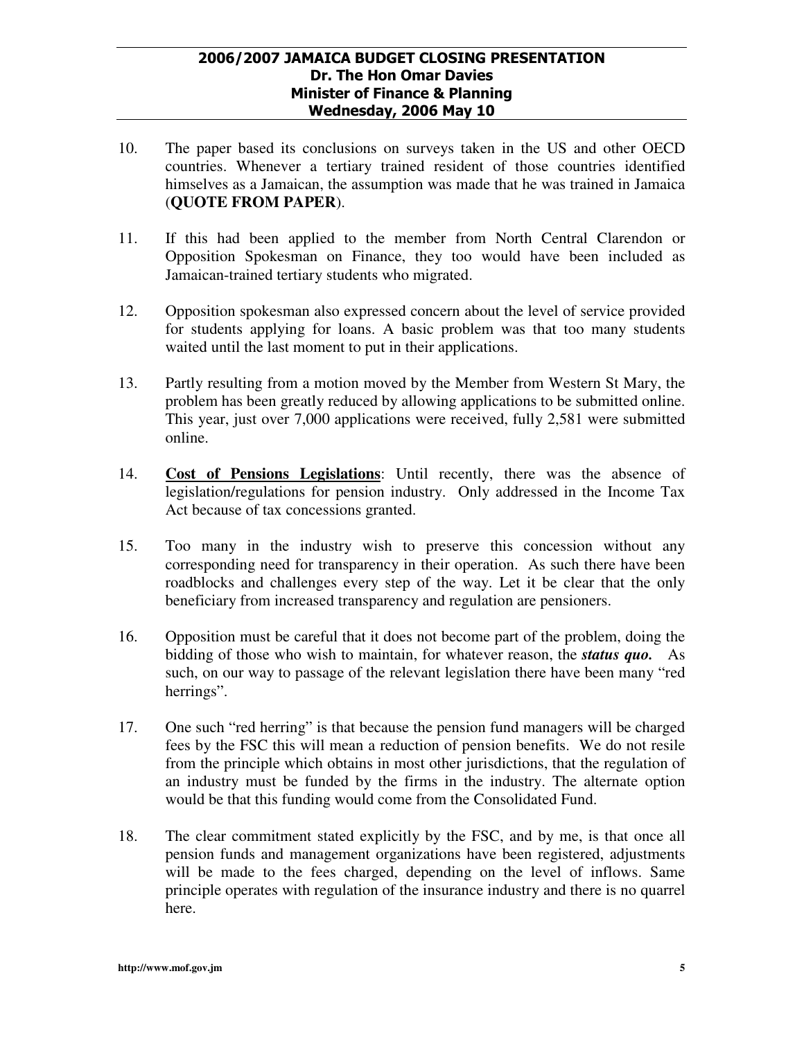10. The paper based its conclusions on surveys taken in the US and other OECD countries. Whenever a tertiary trained resident of those countries identified himselves as a Jamaican, the assumption was made that he was trained in Jamaica (**QUOTE FROM PAPER**).

11. If this had been applied to the member from North Central Clarendon or Opposition Spokesman on Finance, they too would have been included as Jamaican-trained tertiary students who migrated.

12. Opposition spokesman also expressed concern about the level of service provided for students applying for loans. A basic problem was that too many students waited until the last moment to put in their applications.

13. Partly resulting from a motion moved by the Member from Western St Mary, the problem has been greatly reduced by allowing applications to be submitted online. This year, just over 7,000 applications were received, fully 2,581 were submitted online.

14. **Cost of Pensions Legislations**: Until recently, there was the absence of legislation/regulations for pension industry. Only addressed in the Income Tax Act because of tax concessions granted.

15. Too many in the industry wish to preserve this concession without any corresponding need for transparency in their operation. As such there have been roadblocks and challenges every step of the way. Let it be clear that the only beneficiary from increased transparency and regulation are pensioners.

16. Opposition must be careful that it does not become part of the problem, doing the bidding of those who wish to maintain, for whatever reason, the ***status quo.*** As such, on our way to passage of the relevant legislation there have been many "red herrings".

17. One such "red herring" is that because the pension fund managers will be charged fees by the FSC this will mean a reduction of pension benefits. We do not resile from the principle which obtains in most other jurisdictions, that the regulation of an industry must be funded by the firms in the industry. The alternate option would be that this funding would come from the Consolidated Fund.

18. The clear commitment stated explicitly by the FSC, and by me, is that once all pension funds and management organizations have been registered, adjustments will be made to the fees charged, depending on the level of inflows. Same principle operates with regulation of the insurance industry and there is no quarrel here.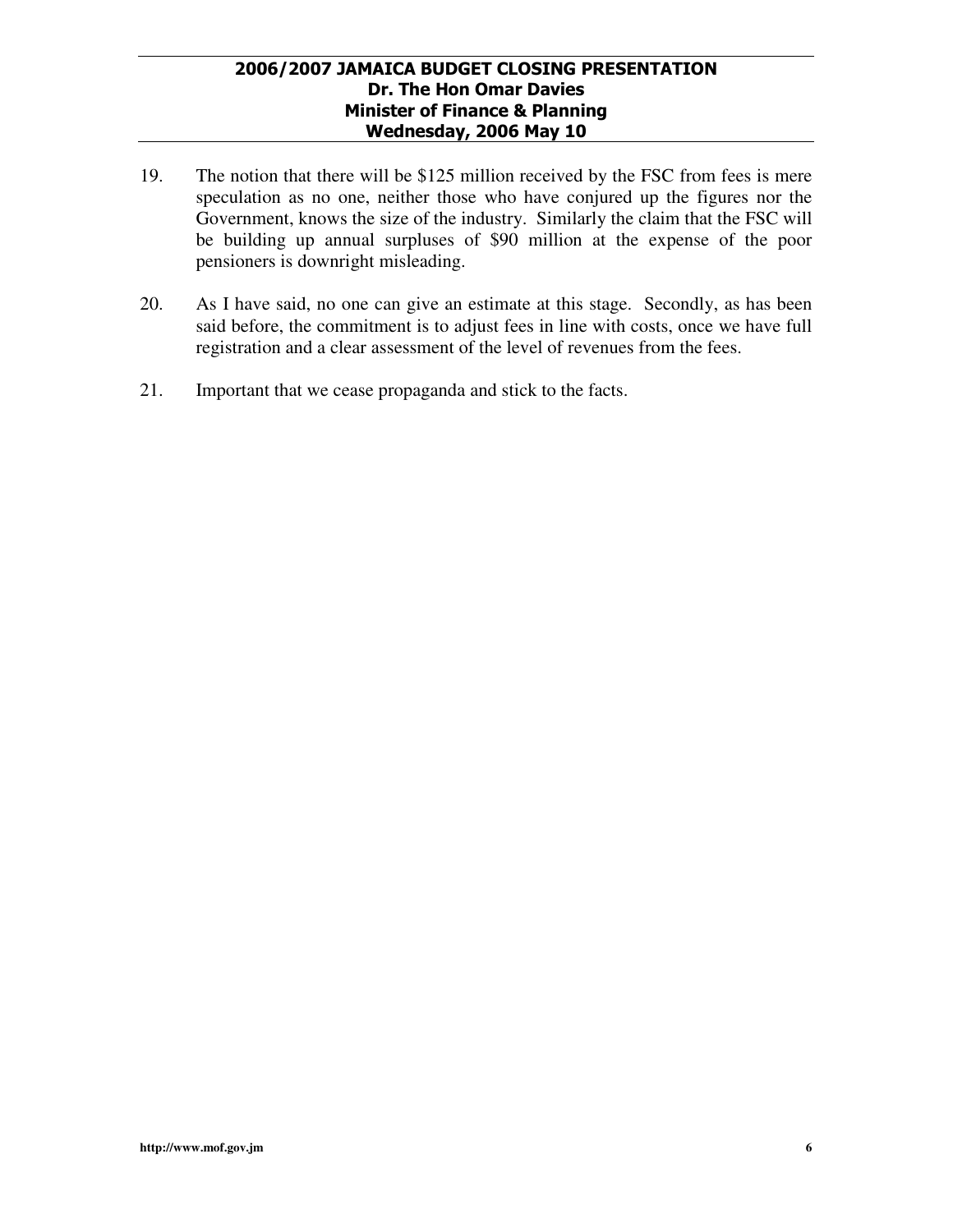19. The notion that there will be $125 million received by the FSC from fees is mere speculation as no one, neither those who have conjured up the figures nor the Government, knows the size of the industry. Similarly the claim that the FSC will be building up annual surpluses of $90 million at the expense of the poor pensioners is downright misleading.

20. As I have said, no one can give an estimate at this stage. Secondly, as has been said before, the commitment is to adjust fees in line with costs, once we have full registration and a clear assessment of the level of revenues from the fees.

21. Important that we cease propaganda and stick to the facts.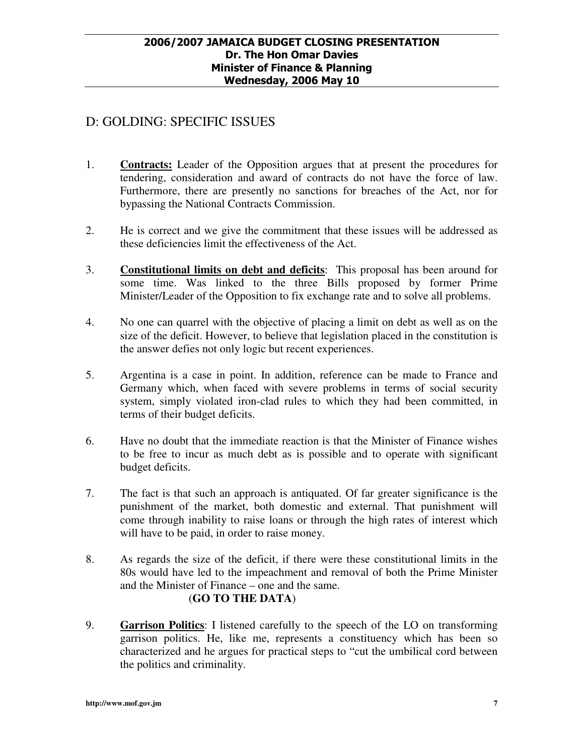## D: GOLDING: SPECIFIC ISSUES

1. **Contracts:** Leader of the Opposition argues that at present the procedures for tendering, consideration and award of contracts do not have the force of law. Furthermore, there are presently no sanctions for breaches of the Act, nor for bypassing the National Contracts Commission.

2. He is correct and we give the commitment that these issues will be addressed as these deficiencies limit the effectiveness of the Act.

3. **Constitutional limits on debt and deficits**: This proposal has been around for some time. Was linked to the three Bills proposed by former Prime Minister/Leader of the Opposition to fix exchange rate and to solve all problems.

4. No one can quarrel with the objective of placing a limit on debt as well as on the size of the deficit. However, to believe that legislation placed in the constitution is the answer defies not only logic but recent experiences.

5. Argentina is a case in point. In addition, reference can be made to France and Germany which, when faced with severe problems in terms of social security system, simply violated iron-clad rules to which they had been committed, in terms of their budget deficits.

6. Have no doubt that the immediate reaction is that the Minister of Finance wishes to be free to incur as much debt as is possible and to operate with significant budget deficits.

7. The fact is that such an approach is antiquated. Of far greater significance is the punishment of the market, both domestic and external. That punishment will come through inability to raise loans or through the high rates of interest which will have to be paid, in order to raise money.

8. As regards the size of the deficit, if there were these constitutional limits in the 80s would have led to the impeachment and removal of both the Prime Minister and the Minister of Finance – one and the same.
   (**GO TO THE DATA**)

9. **Garrison Politics**: I listened carefully to the speech of the LO on transforming garrison politics. He, like me, represents a constituency which has been so characterized and he argues for practical steps to "cut the umbilical cord between the politics and criminality.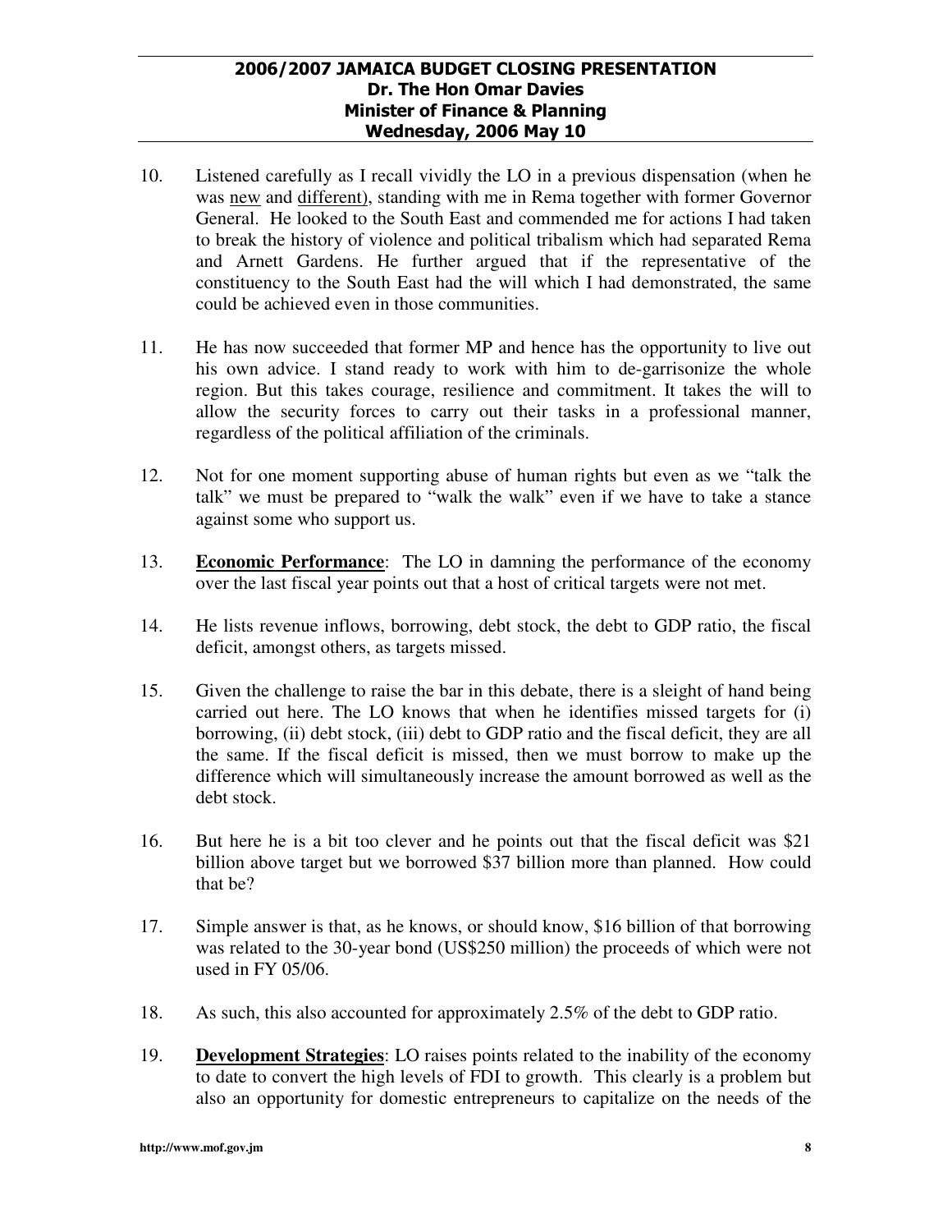10. Listened carefully as I recall vividly the LO in a previous dispensation (when he was <u>new</u> and <u>different</u>), standing with me in Rema together with former Governor General. He looked to the South East and commended me for actions I had taken to break the history of violence and political tribalism which had separated Rema and Arnett Gardens. He further argued that if the representative of the constituency to the South East had the will which I had demonstrated, the same could be achieved even in those communities.

11. He has now succeeded that former MP and hence has the opportunity to live out his own advice. I stand ready to work with him to de-garrisonize the whole region. But this takes courage, resilience and commitment. It takes the will to allow the security forces to carry out their tasks in a professional manner, regardless of the political affiliation of the criminals.

12. Not for one moment supporting abuse of human rights but even as we "talk the talk" we must be prepared to "walk the walk" even if we have to take a stance against some who support us.

13. **<u>Economic Performance</u>**: The LO in damning the performance of the economy over the last fiscal year points out that a host of critical targets were not met.

14. He lists revenue inflows, borrowing, debt stock, the debt to GDP ratio, the fiscal deficit, amongst others, as targets missed.

15. Given the challenge to raise the bar in this debate, there is a sleight of hand being carried out here. The LO knows that when he identifies missed targets for (i) borrowing, (ii) debt stock, (iii) debt to GDP ratio and the fiscal deficit, they are all the same. If the fiscal deficit is missed, then we must borrow to make up the difference which will simultaneously increase the amount borrowed as well as the debt stock.

16. But here he is a bit too clever and he points out that the fiscal deficit was $21 billion above target but we borrowed $37 billion more than planned. How could that be?

17. Simple answer is that, as he knows, or should know, $16 billion of that borrowing was related to the 30-year bond (US$250 million) the proceeds of which were not used in FY 05/06.

18. As such, this also accounted for approximately 2.5% of the debt to GDP ratio.

19. **<u>Development Strategies</u>**: LO raises points related to the inability of the economy to date to convert the high levels of FDI to growth. This clearly is a problem but also an opportunity for domestic entrepreneurs to capitalize on the needs of the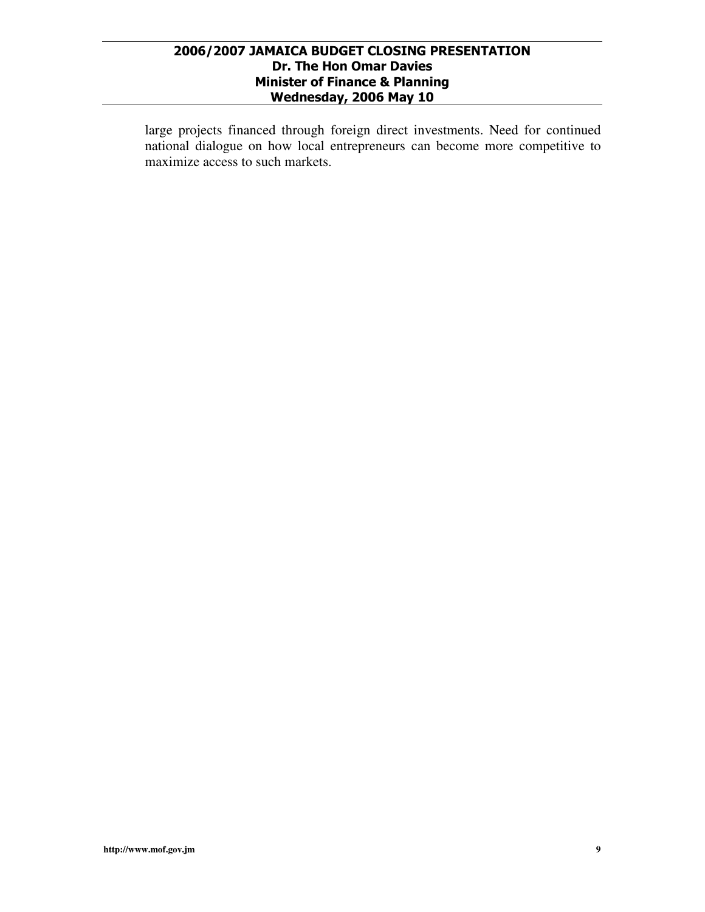large projects financed through foreign direct investments. Need for continued national dialogue on how local entrepreneurs can become more competitive to maximize access to such markets.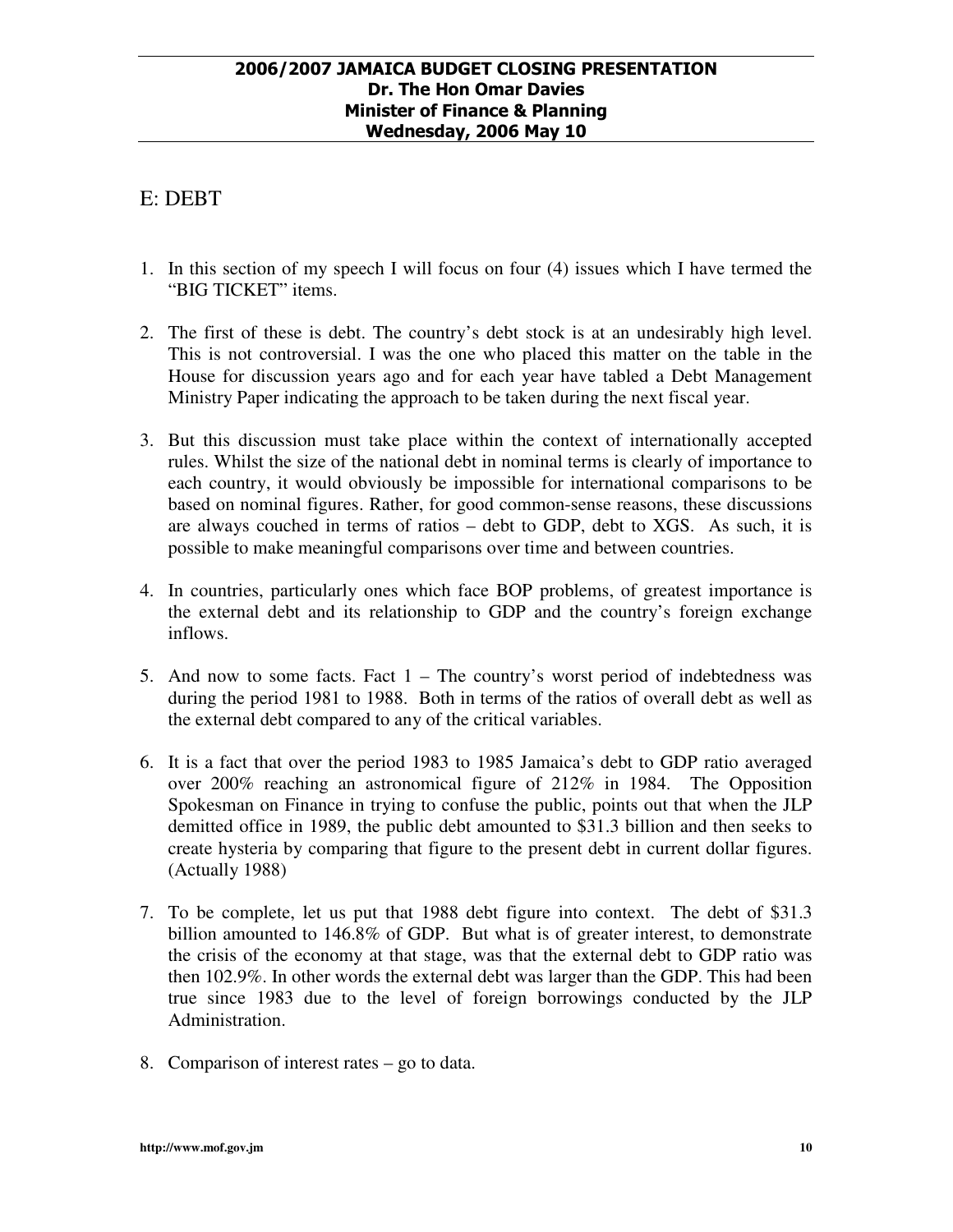## E: DEBT

1. In this section of my speech I will focus on four (4) issues which I have termed the "BIG TICKET" items.

2. The first of these is debt. The country's debt stock is at an undesirably high level. This is not controversial. I was the one who placed this matter on the table in the House for discussion years ago and for each year have tabled a Debt Management Ministry Paper indicating the approach to be taken during the next fiscal year.

3. But this discussion must take place within the context of internationally accepted rules. Whilst the size of the national debt in nominal terms is clearly of importance to each country, it would obviously be impossible for international comparisons to be based on nominal figures. Rather, for good common-sense reasons, these discussions are always couched in terms of ratios – debt to GDP, debt to XGS. As such, it is possible to make meaningful comparisons over time and between countries.

4. In countries, particularly ones which face BOP problems, of greatest importance is the external debt and its relationship to GDP and the country's foreign exchange inflows.

5. And now to some facts. Fact 1 – The country's worst period of indebtedness was during the period 1981 to 1988. Both in terms of the ratios of overall debt as well as the external debt compared to any of the critical variables.

6. It is a fact that over the period 1983 to 1985 Jamaica's debt to GDP ratio averaged over 200% reaching an astronomical figure of 212% in 1984. The Opposition Spokesman on Finance in trying to confuse the public, points out that when the JLP demitted office in 1989, the public debt amounted to $31.3 billion and then seeks to create hysteria by comparing that figure to the present debt in current dollar figures. (Actually 1988)

7. To be complete, let us put that 1988 debt figure into context. The debt of $31.3 billion amounted to 146.8% of GDP. But what is of greater interest, to demonstrate the crisis of the economy at that stage, was that the external debt to GDP ratio was then 102.9%. In other words the external debt was larger than the GDP. This had been true since 1983 due to the level of foreign borrowings conducted by the JLP Administration.

8. Comparison of interest rates – go to data.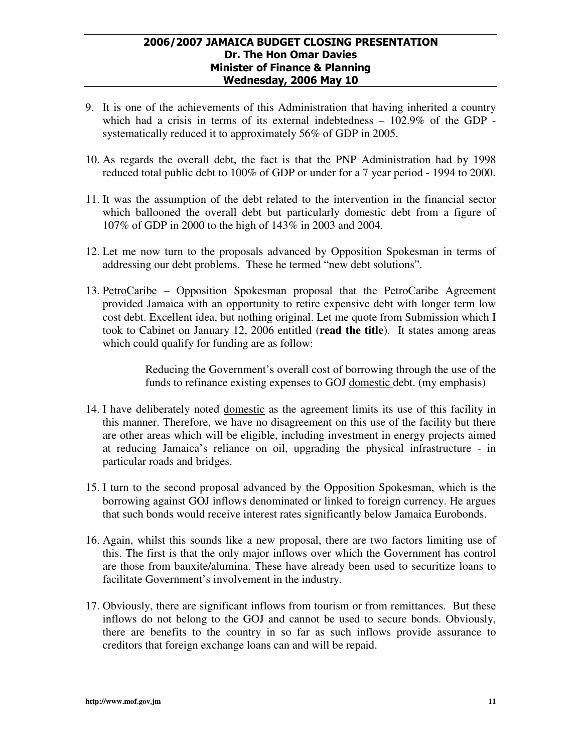9. It is one of the achievements of this Administration that having inherited a country which had a crisis in terms of its external indebtedness – 102.9% of the GDP - systematically reduced it to approximately 56% of GDP in 2005.

10. As regards the overall debt, the fact is that the PNP Administration had by 1998 reduced total public debt to 100% of GDP or under for a 7 year period - 1994 to 2000.

11. It was the assumption of the debt related to the intervention in the financial sector which ballooned the overall debt but particularly domestic debt from a figure of 107% of GDP in 2000 to the high of 143% in 2003 and 2004.

12. Let me now turn to the proposals advanced by Opposition Spokesman in terms of addressing our debt problems. These he termed "new debt solutions".

13. <u>PetroCaribe</u> – Opposition Spokesman proposal that the PetroCaribe Agreement provided Jamaica with an opportunity to retire expensive debt with longer term low cost debt. Excellent idea, but nothing original. Let me quote from Submission which I took to Cabinet on January 12, 2006 entitled (**read the title**). It states among areas which could qualify for funding are as follow:

    > Reducing the Government's overall cost of borrowing through the use of the funds to refinance existing expenses to GOJ <u>domestic</u> debt. (my emphasis)

14. I have deliberately noted <u>domestic</u> as the agreement limits its use of this facility in this manner. Therefore, we have no disagreement on this use of the facility but there are other areas which will be eligible, including investment in energy projects aimed at reducing Jamaica's reliance on oil, upgrading the physical infrastructure - in particular roads and bridges.

15. I turn to the second proposal advanced by the Opposition Spokesman, which is the borrowing against GOJ inflows denominated or linked to foreign currency. He argues that such bonds would receive interest rates significantly below Jamaica Eurobonds.

16. Again, whilst this sounds like a new proposal, there are two factors limiting use of this. The first is that the only major inflows over which the Government has control are those from bauxite/alumina. These have already been used to securitize loans to facilitate Government's involvement in the industry.

17. Obviously, there are significant inflows from tourism or from remittances. But these inflows do not belong to the GOJ and cannot be used to secure bonds. Obviously, there are benefits to the country in so far as such inflows provide assurance to creditors that foreign exchange loans can and will be repaid.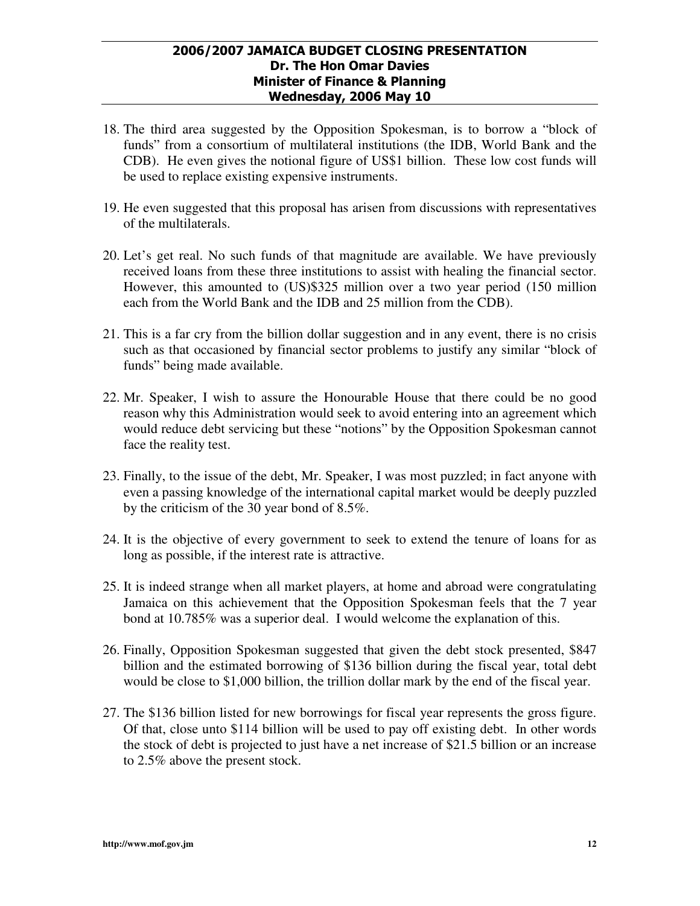18. The third area suggested by the Opposition Spokesman, is to borrow a "block of funds" from a consortium of multilateral institutions (the IDB, World Bank and the CDB). He even gives the notional figure of US$1 billion. These low cost funds will be used to replace existing expensive instruments.

19. He even suggested that this proposal has arisen from discussions with representatives of the multilaterals.

20. Let's get real. No such funds of that magnitude are available. We have previously received loans from these three institutions to assist with healing the financial sector. However, this amounted to (US)$325 million over a two year period (150 million each from the World Bank and the IDB and 25 million from the CDB).

21. This is a far cry from the billion dollar suggestion and in any event, there is no crisis such as that occasioned by financial sector problems to justify any similar "block of funds" being made available.

22. Mr. Speaker, I wish to assure the Honourable House that there could be no good reason why this Administration would seek to avoid entering into an agreement which would reduce debt servicing but these "notions" by the Opposition Spokesman cannot face the reality test.

23. Finally, to the issue of the debt, Mr. Speaker, I was most puzzled; in fact anyone with even a passing knowledge of the international capital market would be deeply puzzled by the criticism of the 30 year bond of 8.5%.

24. It is the objective of every government to seek to extend the tenure of loans for as long as possible, if the interest rate is attractive.

25. It is indeed strange when all market players, at home and abroad were congratulating Jamaica on this achievement that the Opposition Spokesman feels that the 7 year bond at 10.785% was a superior deal. I would welcome the explanation of this.

26. Finally, Opposition Spokesman suggested that given the debt stock presented, $847 billion and the estimated borrowing of $136 billion during the fiscal year, total debt would be close to $1,000 billion, the trillion dollar mark by the end of the fiscal year.

27. The $136 billion listed for new borrowings for fiscal year represents the gross figure. Of that, close unto $114 billion will be used to pay off existing debt. In other words the stock of debt is projected to just have a net increase of $21.5 billion or an increase to 2.5% above the present stock.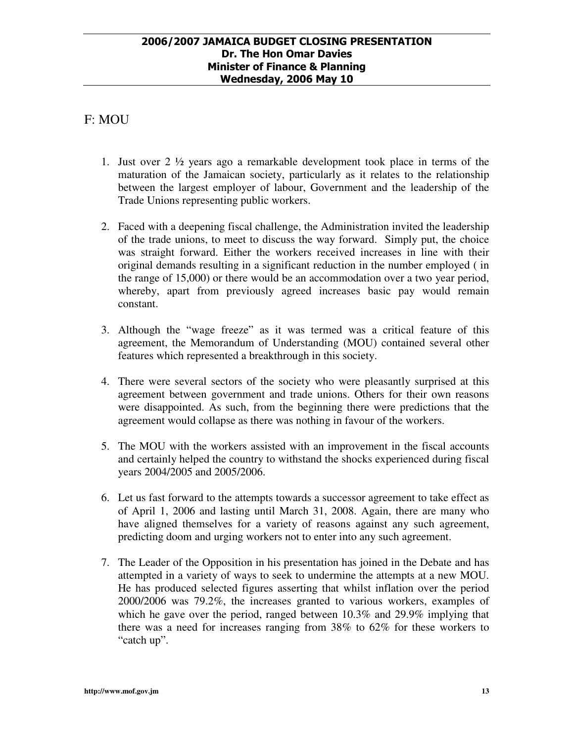## F: MOU

1. Just over 2 ½ years ago a remarkable development took place in terms of the maturation of the Jamaican society, particularly as it relates to the relationship between the largest employer of labour, Government and the leadership of the Trade Unions representing public workers.

2. Faced with a deepening fiscal challenge, the Administration invited the leadership of the trade unions, to meet to discuss the way forward. Simply put, the choice was straight forward. Either the workers received increases in line with their original demands resulting in a significant reduction in the number employed ( in the range of 15,000) or there would be an accommodation over a two year period, whereby, apart from previously agreed increases basic pay would remain constant.

3. Although the "wage freeze" as it was termed was a critical feature of this agreement, the Memorandum of Understanding (MOU) contained several other features which represented a breakthrough in this society.

4. There were several sectors of the society who were pleasantly surprised at this agreement between government and trade unions. Others for their own reasons were disappointed. As such, from the beginning there were predictions that the agreement would collapse as there was nothing in favour of the workers.

5. The MOU with the workers assisted with an improvement in the fiscal accounts and certainly helped the country to withstand the shocks experienced during fiscal years 2004/2005 and 2005/2006.

6. Let us fast forward to the attempts towards a successor agreement to take effect as of April 1, 2006 and lasting until March 31, 2008. Again, there are many who have aligned themselves for a variety of reasons against any such agreement, predicting doom and urging workers not to enter into any such agreement.

7. The Leader of the Opposition in his presentation has joined in the Debate and has attempted in a variety of ways to seek to undermine the attempts at a new MOU. He has produced selected figures asserting that whilst inflation over the period 2000/2006 was 79.2%, the increases granted to various workers, examples of which he gave over the period, ranged between 10.3% and 29.9% implying that there was a need for increases ranging from 38% to 62% for these workers to "catch up".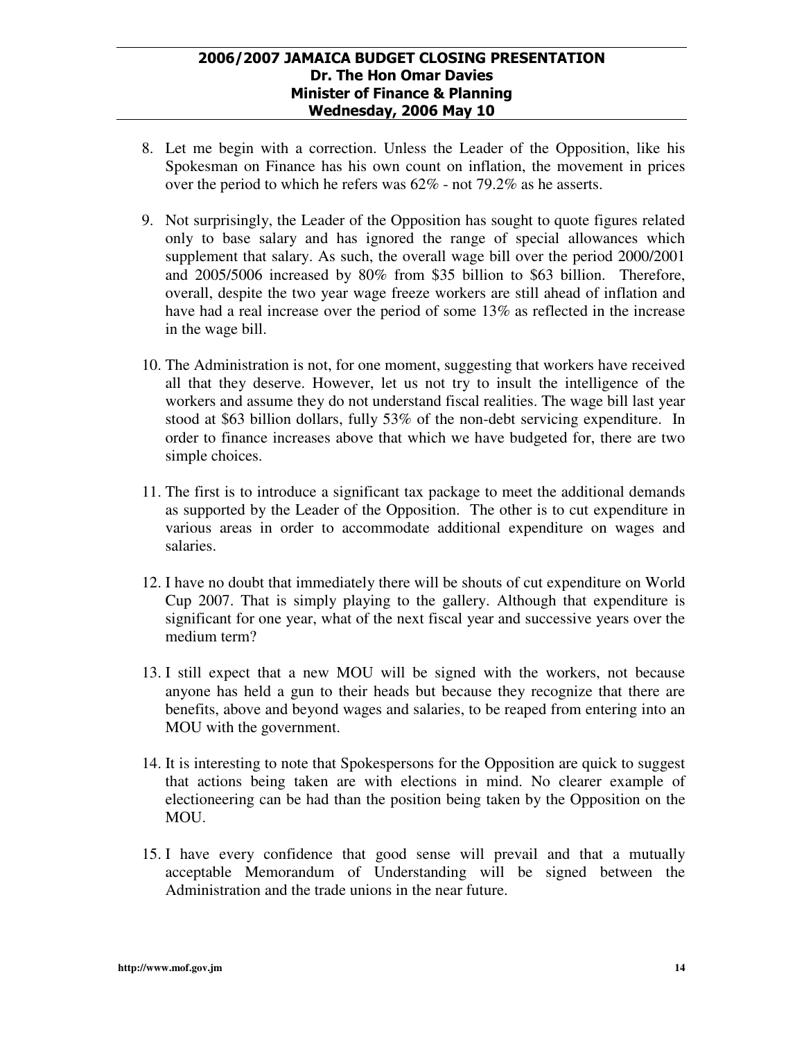8. Let me begin with a correction. Unless the Leader of the Opposition, like his Spokesman on Finance has his own count on inflation, the movement in prices over the period to which he refers was 62% - not 79.2% as he asserts.

9. Not surprisingly, the Leader of the Opposition has sought to quote figures related only to base salary and has ignored the range of special allowances which supplement that salary. As such, the overall wage bill over the period 2000/2001 and 2005/5006 increased by 80% from $35 billion to $63 billion. Therefore, overall, despite the two year wage freeze workers are still ahead of inflation and have had a real increase over the period of some 13% as reflected in the increase in the wage bill.

10. The Administration is not, for one moment, suggesting that workers have received all that they deserve. However, let us not try to insult the intelligence of the workers and assume they do not understand fiscal realities. The wage bill last year stood at $63 billion dollars, fully 53% of the non-debt servicing expenditure. In order to finance increases above that which we have budgeted for, there are two simple choices.

11. The first is to introduce a significant tax package to meet the additional demands as supported by the Leader of the Opposition. The other is to cut expenditure in various areas in order to accommodate additional expenditure on wages and salaries.

12. I have no doubt that immediately there will be shouts of cut expenditure on World Cup 2007. That is simply playing to the gallery. Although that expenditure is significant for one year, what of the next fiscal year and successive years over the medium term?

13. I still expect that a new MOU will be signed with the workers, not because anyone has held a gun to their heads but because they recognize that there are benefits, above and beyond wages and salaries, to be reaped from entering into an MOU with the government.

14. It is interesting to note that Spokespersons for the Opposition are quick to suggest that actions being taken are with elections in mind. No clearer example of electioneering can be had than the position being taken by the Opposition on the MOU.

15. I have every confidence that good sense will prevail and that a mutually acceptable Memorandum of Understanding will be signed between the Administration and the trade unions in the near future.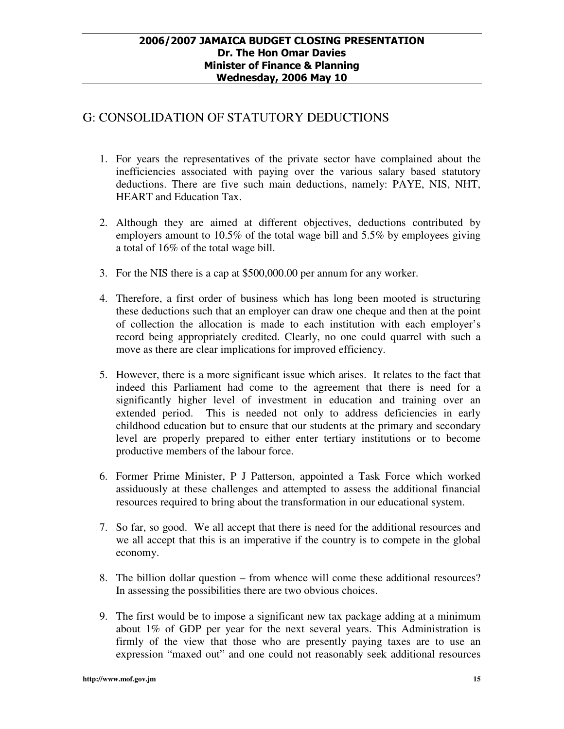## G: CONSOLIDATION OF STATUTORY DEDUCTIONS

1. For years the representatives of the private sector have complained about the inefficiencies associated with paying over the various salary based statutory deductions. There are five such main deductions, namely: PAYE, NIS, NHT, HEART and Education Tax.

2. Although they are aimed at different objectives, deductions contributed by employers amount to 10.5% of the total wage bill and 5.5% by employees giving a total of 16% of the total wage bill.

3. For the NIS there is a cap at $500,000.00 per annum for any worker.

4. Therefore, a first order of business which has long been mooted is structuring these deductions such that an employer can draw one cheque and then at the point of collection the allocation is made to each institution with each employer's record being appropriately credited. Clearly, no one could quarrel with such a move as there are clear implications for improved efficiency.

5. However, there is a more significant issue which arises. It relates to the fact that indeed this Parliament had come to the agreement that there is need for a significantly higher level of investment in education and training over an extended period. This is needed not only to address deficiencies in early childhood education but to ensure that our students at the primary and secondary level are properly prepared to either enter tertiary institutions or to become productive members of the labour force.

6. Former Prime Minister, P J Patterson, appointed a Task Force which worked assiduously at these challenges and attempted to assess the additional financial resources required to bring about the transformation in our educational system.

7. So far, so good. We all accept that there is need for the additional resources and we all accept that this is an imperative if the country is to compete in the global economy.

8. The billion dollar question – from whence will come these additional resources? In assessing the possibilities there are two obvious choices.

9. The first would be to impose a significant new tax package adding at a minimum about 1% of GDP per year for the next several years. This Administration is firmly of the view that those who are presently paying taxes are to use an expression "maxed out" and one could not reasonably seek additional resources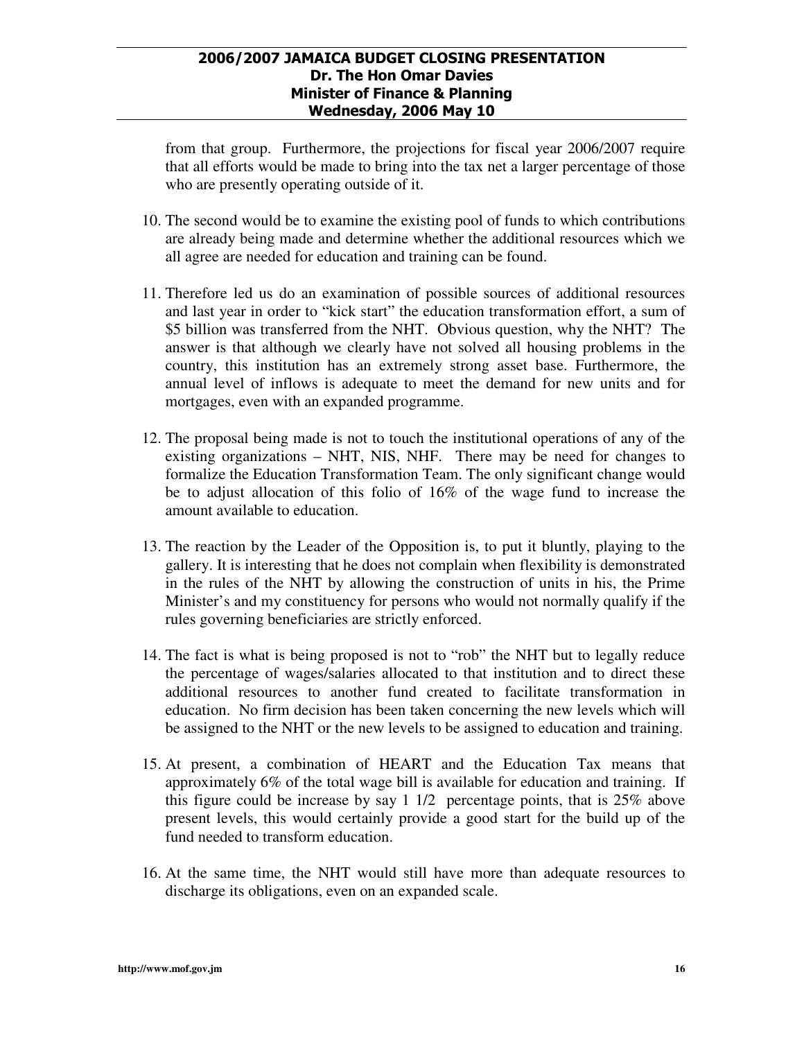from that group. Furthermore, the projections for fiscal year 2006/2007 require that all efforts would be made to bring into the tax net a larger percentage of those who are presently operating outside of it.

10. The second would be to examine the existing pool of funds to which contributions are already being made and determine whether the additional resources which we all agree are needed for education and training can be found.

11. Therefore led us do an examination of possible sources of additional resources and last year in order to "kick start" the education transformation effort, a sum of $5 billion was transferred from the NHT. Obvious question, why the NHT? The answer is that although we clearly have not solved all housing problems in the country, this institution has an extremely strong asset base. Furthermore, the annual level of inflows is adequate to meet the demand for new units and for mortgages, even with an expanded programme.

12. The proposal being made is not to touch the institutional operations of any of the existing organizations – NHT, NIS, NHF. There may be need for changes to formalize the Education Transformation Team. The only significant change would be to adjust allocation of this folio of 16% of the wage fund to increase the amount available to education.

13. The reaction by the Leader of the Opposition is, to put it bluntly, playing to the gallery. It is interesting that he does not complain when flexibility is demonstrated in the rules of the NHT by allowing the construction of units in his, the Prime Minister's and my constituency for persons who would not normally qualify if the rules governing beneficiaries are strictly enforced.

14. The fact is what is being proposed is not to "rob" the NHT but to legally reduce the percentage of wages/salaries allocated to that institution and to direct these additional resources to another fund created to facilitate transformation in education. No firm decision has been taken concerning the new levels which will be assigned to the NHT or the new levels to be assigned to education and training.

15. At present, a combination of HEART and the Education Tax means that approximately 6% of the total wage bill is available for education and training. If this figure could be increase by say 1 1/2 percentage points, that is 25% above present levels, this would certainly provide a good start for the build up of the fund needed to transform education.

16. At the same time, the NHT would still have more than adequate resources to discharge its obligations, even on an expanded scale.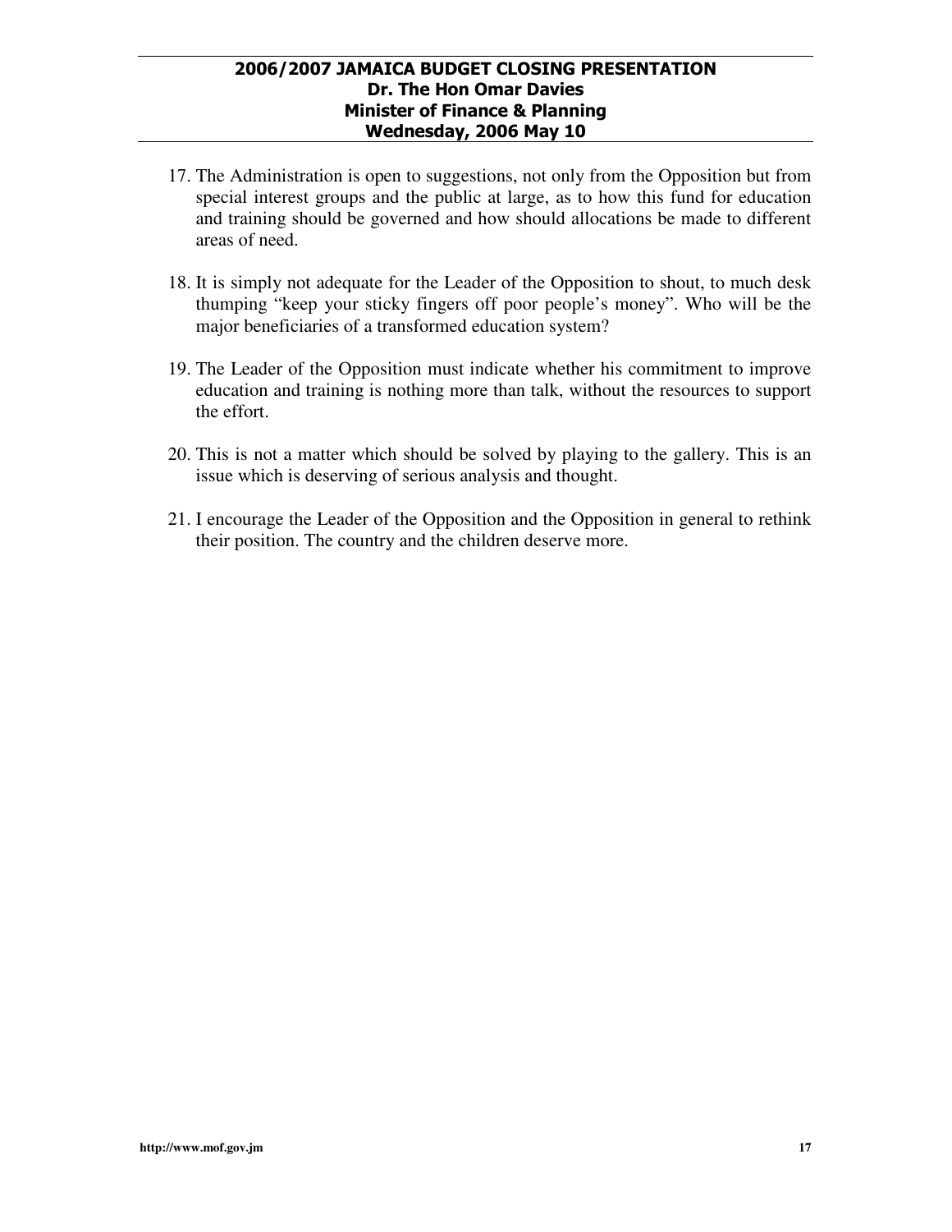17. The Administration is open to suggestions, not only from the Opposition but from special interest groups and the public at large, as to how this fund for education and training should be governed and how should allocations be made to different areas of need.

18. It is simply not adequate for the Leader of the Opposition to shout, to much desk thumping "keep your sticky fingers off poor people's money". Who will be the major beneficiaries of a transformed education system?

19. The Leader of the Opposition must indicate whether his commitment to improve education and training is nothing more than talk, without the resources to support the effort.

20. This is not a matter which should be solved by playing to the gallery. This is an issue which is deserving of serious analysis and thought.

21. I encourage the Leader of the Opposition and the Opposition in general to rethink their position. The country and the children deserve more.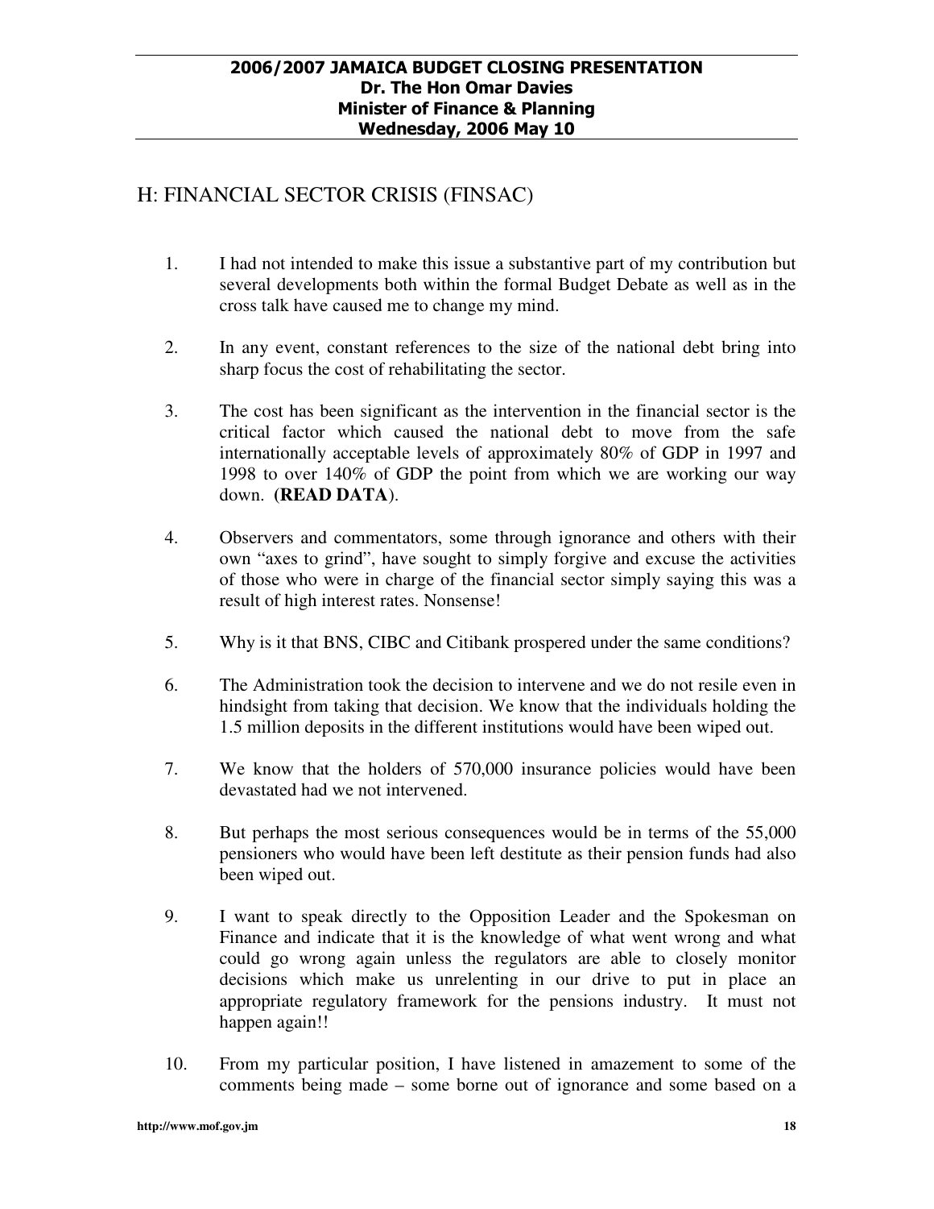## H: FINANCIAL SECTOR CRISIS (FINSAC)

1. I had not intended to make this issue a substantive part of my contribution but several developments both within the formal Budget Debate as well as in the cross talk have caused me to change my mind.

2. In any event, constant references to the size of the national debt bring into sharp focus the cost of rehabilitating the sector.

3. The cost has been significant as the intervention in the financial sector is the critical factor which caused the national debt to move from the safe internationally acceptable levels of approximately 80% of GDP in 1997 and 1998 to over 140% of GDP the point from which we are working our way down. **(READ DATA**).

4. Observers and commentators, some through ignorance and others with their own "axes to grind", have sought to simply forgive and excuse the activities of those who were in charge of the financial sector simply saying this was a result of high interest rates. Nonsense!

5. Why is it that BNS, CIBC and Citibank prospered under the same conditions?

6. The Administration took the decision to intervene and we do not resile even in hindsight from taking that decision. We know that the individuals holding the 1.5 million deposits in the different institutions would have been wiped out.

7. We know that the holders of 570,000 insurance policies would have been devastated had we not intervened.

8. But perhaps the most serious consequences would be in terms of the 55,000 pensioners who would have been left destitute as their pension funds had also been wiped out.

9. I want to speak directly to the Opposition Leader and the Spokesman on Finance and indicate that it is the knowledge of what went wrong and what could go wrong again unless the regulators are able to closely monitor decisions which make us unrelenting in our drive to put in place an appropriate regulatory framework for the pensions industry. It must not happen again!!

10. From my particular position, I have listened in amazement to some of the comments being made – some borne out of ignorance and some based on a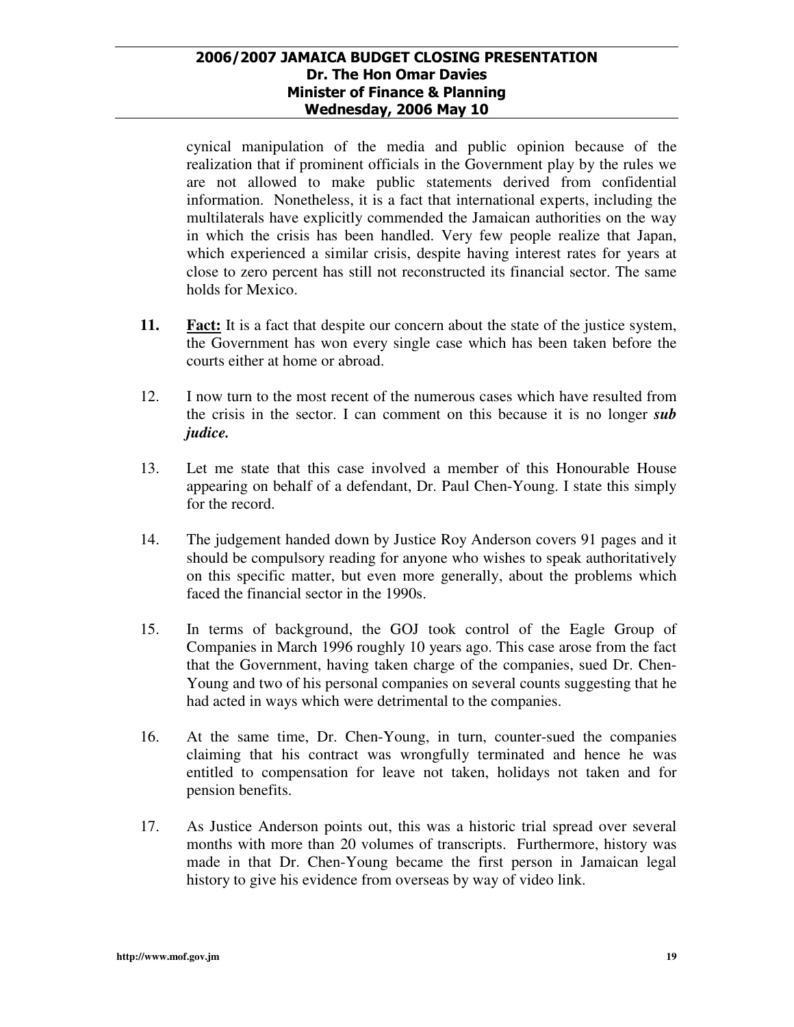cynical manipulation of the media and public opinion because of the realization that if prominent officials in the Government play by the rules we are not allowed to make public statements derived from confidential information. Nonetheless, it is a fact that international experts, including the multilaterals have explicitly commended the Jamaican authorities on the way in which the crisis has been handled. Very few people realize that Japan, which experienced a similar crisis, despite having interest rates for years at close to zero percent has still not reconstructed its financial sector. The same holds for Mexico.

11. **Fact:** It is a fact that despite our concern about the state of the justice system, the Government has won every single case which has been taken before the courts either at home or abroad.

12. I now turn to the most recent of the numerous cases which have resulted from the crisis in the sector. I can comment on this because it is no longer ***sub judice.***

13. Let me state that this case involved a member of this Honourable House appearing on behalf of a defendant, Dr. Paul Chen-Young. I state this simply for the record.

14. The judgement handed down by Justice Roy Anderson covers 91 pages and it should be compulsory reading for anyone who wishes to speak authoritatively on this specific matter, but even more generally, about the problems which faced the financial sector in the 1990s.

15. In terms of background, the GOJ took control of the Eagle Group of Companies in March 1996 roughly 10 years ago. This case arose from the fact that the Government, having taken charge of the companies, sued Dr. Chen-Young and two of his personal companies on several counts suggesting that he had acted in ways which were detrimental to the companies.

16. At the same time, Dr. Chen-Young, in turn, counter-sued the companies claiming that his contract was wrongfully terminated and hence he was entitled to compensation for leave not taken, holidays not taken and for pension benefits.

17. As Justice Anderson points out, this was a historic trial spread over several months with more than 20 volumes of transcripts. Furthermore, history was made in that Dr. Chen-Young became the first person in Jamaican legal history to give his evidence from overseas by way of video link.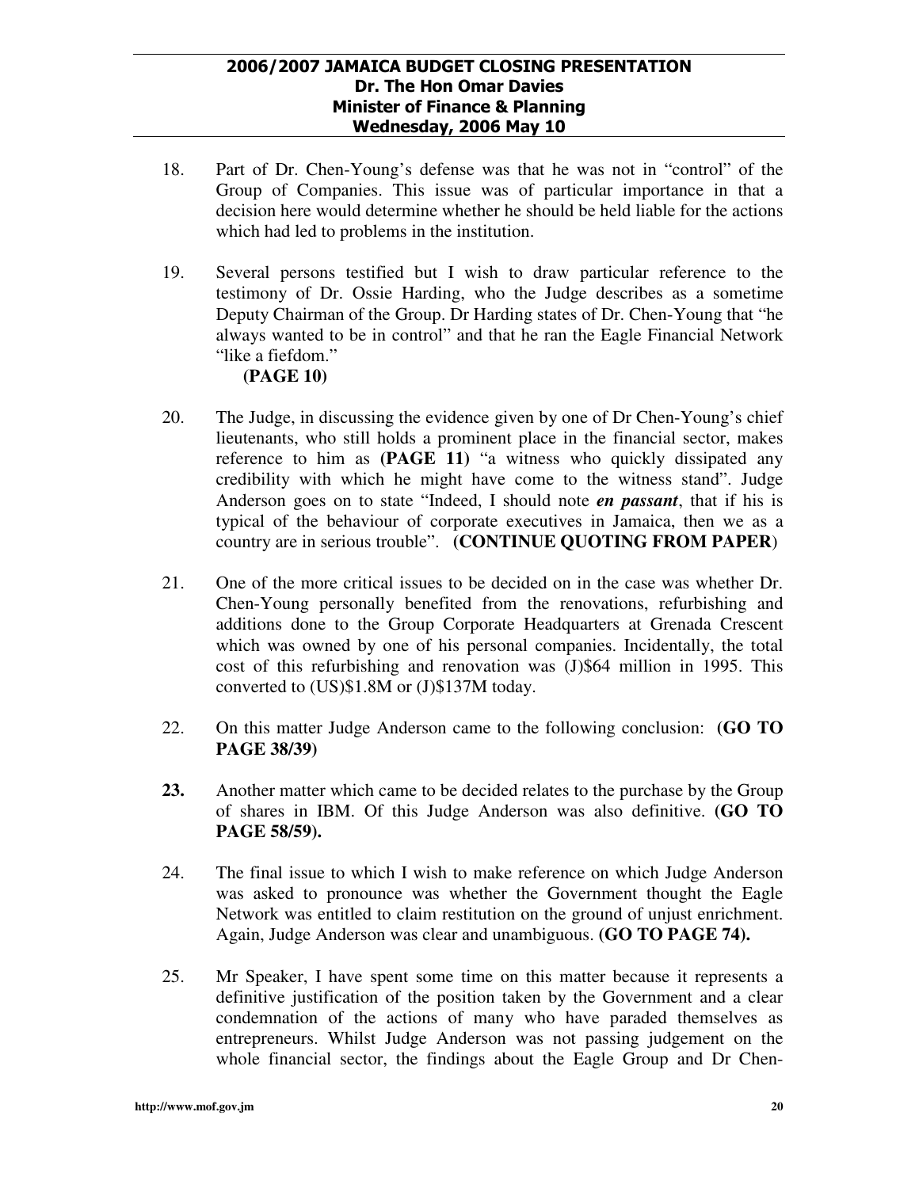18. Part of Dr. Chen-Young's defense was that he was not in "control" of the Group of Companies. This issue was of particular importance in that a decision here would determine whether he should be held liable for the actions which had led to problems in the institution.

19. Several persons testified but I wish to draw particular reference to the testimony of Dr. Ossie Harding, who the Judge describes as a sometime Deputy Chairman of the Group. Dr Harding states of Dr. Chen-Young that "he always wanted to be in control" and that he ran the Eagle Financial Network "like a fiefdom."
 **(PAGE 10)**

20. The Judge, in discussing the evidence given by one of Dr Chen-Young's chief lieutenants, who still holds a prominent place in the financial sector, makes reference to him as **(PAGE 11)** "a witness who quickly dissipated any credibility with which he might have come to the witness stand". Judge Anderson goes on to state "Indeed, I should note ***en passant***, that if his is typical of the behaviour of corporate executives in Jamaica, then we as a country are in serious trouble". (**CONTINUE QUOTING FROM PAPER**)

21. One of the more critical issues to be decided on in the case was whether Dr. Chen-Young personally benefited from the renovations, refurbishing and additions done to the Group Corporate Headquarters at Grenada Crescent which was owned by one of his personal companies. Incidentally, the total cost of this refurbishing and renovation was (J)$64 million in 1995. This converted to (US)$1.8M or (J)$137M today.

22. On this matter Judge Anderson came to the following conclusion: **(GO TO PAGE 38/39)**

**23.** Another matter which came to be decided relates to the purchase by the Group of shares in IBM. Of this Judge Anderson was also definitive. **(GO TO PAGE 58/59).**

24. The final issue to which I wish to make reference on which Judge Anderson was asked to pronounce was whether the Government thought the Eagle Network was entitled to claim restitution on the ground of unjust enrichment. Again, Judge Anderson was clear and unambiguous. **(GO TO PAGE 74).**

25. Mr Speaker, I have spent some time on this matter because it represents a definitive justification of the position taken by the Government and a clear condemnation of the actions of many who have paraded themselves as entrepreneurs. Whilst Judge Anderson was not passing judgement on the whole financial sector, the findings about the Eagle Group and Dr Chen-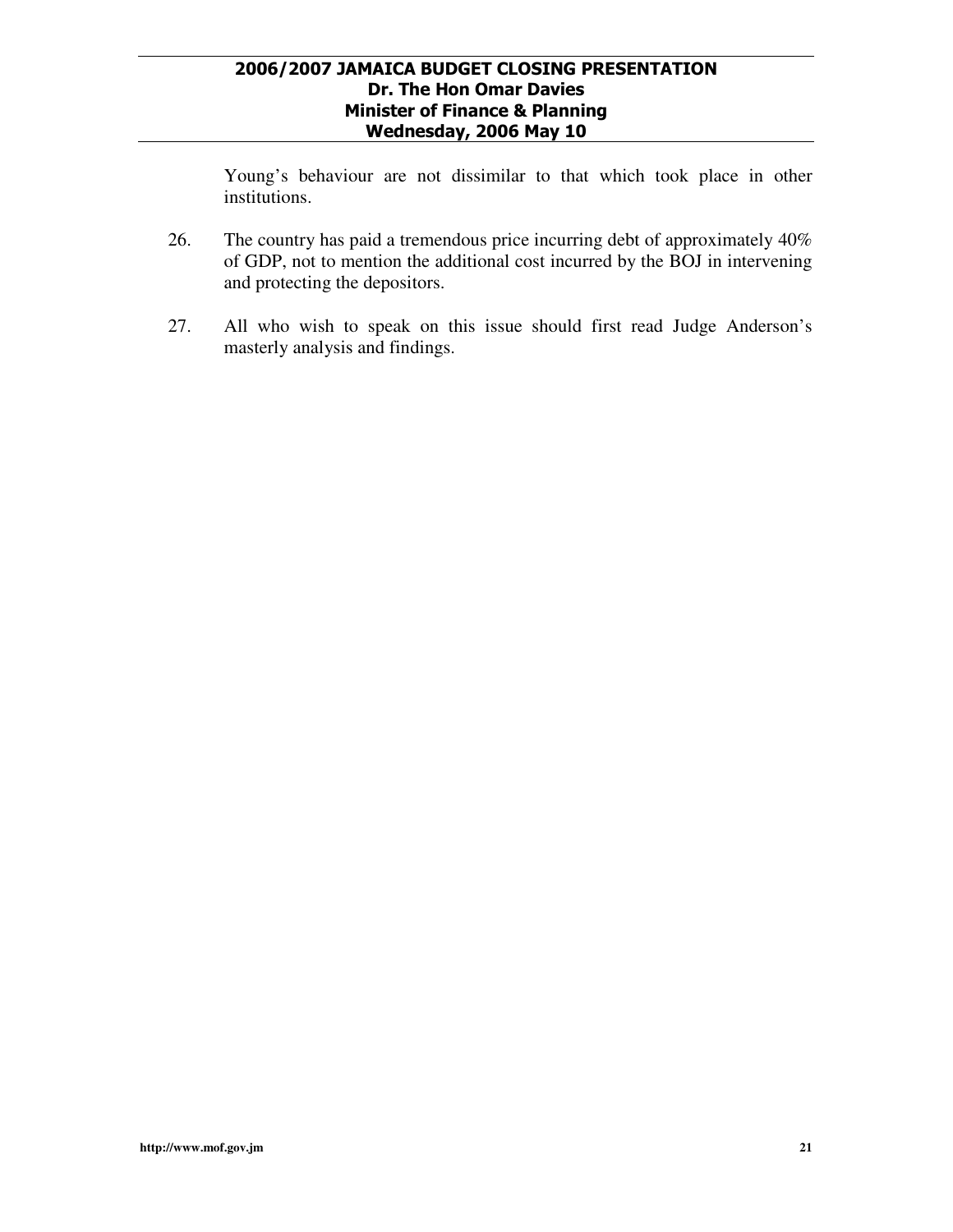Young's behaviour are not dissimilar to that which took place in other institutions.

26. The country has paid a tremendous price incurring debt of approximately 40% of GDP, not to mention the additional cost incurred by the BOJ in intervening and protecting the depositors.

27. All who wish to speak on this issue should first read Judge Anderson's masterly analysis and findings.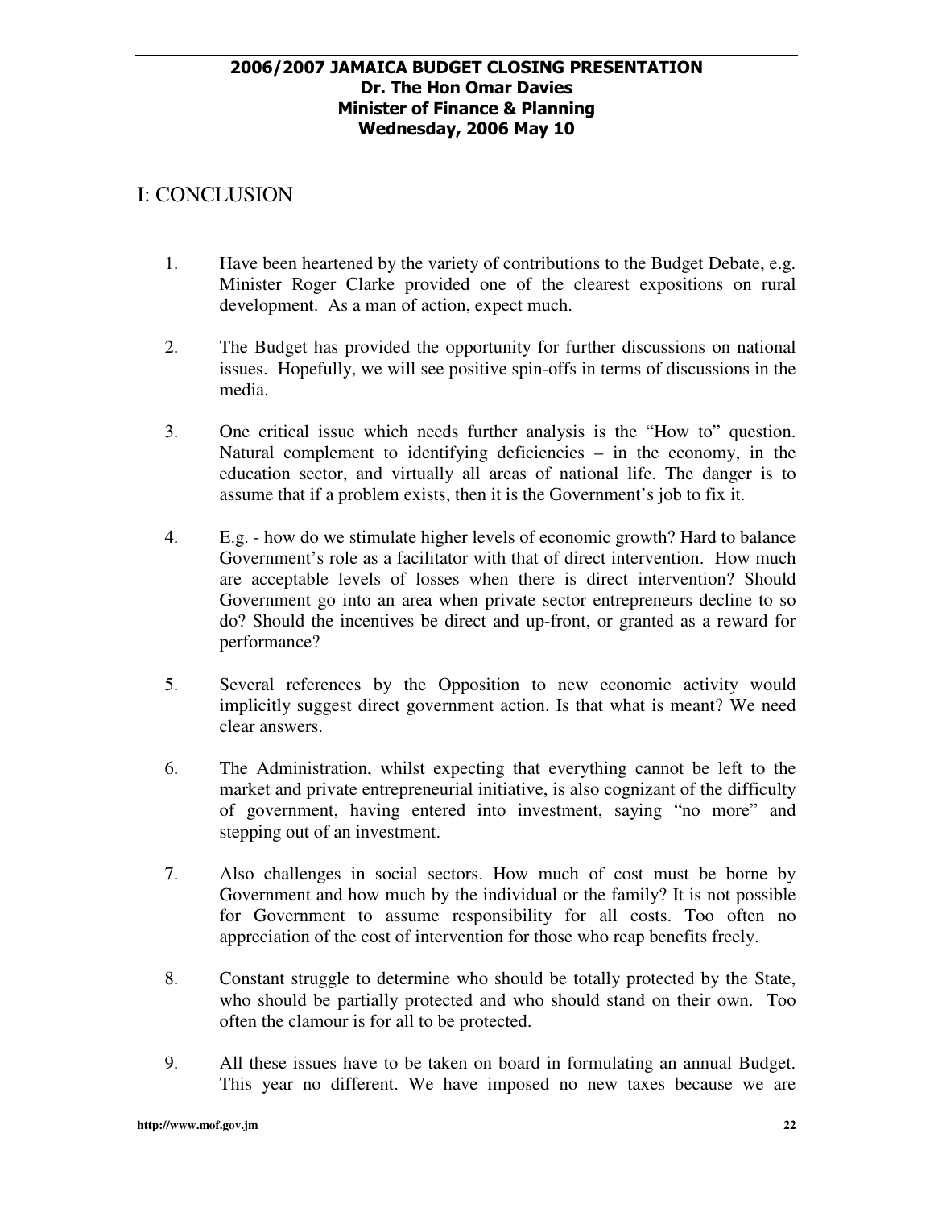# I: CONCLUSION

1. Have been heartened by the variety of contributions to the Budget Debate, e.g. Minister Roger Clarke provided one of the clearest expositions on rural development. As a man of action, expect much.

2. The Budget has provided the opportunity for further discussions on national issues. Hopefully, we will see positive spin-offs in terms of discussions in the media.

3. One critical issue which needs further analysis is the "How to" question. Natural complement to identifying deficiencies – in the economy, in the education sector, and virtually all areas of national life. The danger is to assume that if a problem exists, then it is the Government's job to fix it.

4. E.g. - how do we stimulate higher levels of economic growth? Hard to balance Government's role as a facilitator with that of direct intervention. How much are acceptable levels of losses when there is direct intervention? Should Government go into an area when private sector entrepreneurs decline to so do? Should the incentives be direct and up-front, or granted as a reward for performance?

5. Several references by the Opposition to new economic activity would implicitly suggest direct government action. Is that what is meant? We need clear answers.

6. The Administration, whilst expecting that everything cannot be left to the market and private entrepreneurial initiative, is also cognizant of the difficulty of government, having entered into investment, saying "no more" and stepping out of an investment.

7. Also challenges in social sectors. How much of cost must be borne by Government and how much by the individual or the family? It is not possible for Government to assume responsibility for all costs. Too often no appreciation of the cost of intervention for those who reap benefits freely.

8. Constant struggle to determine who should be totally protected by the State, who should be partially protected and who should stand on their own. Too often the clamour is for all to be protected.

9. All these issues have to be taken on board in formulating an annual Budget. This year no different. We have imposed no new taxes because we are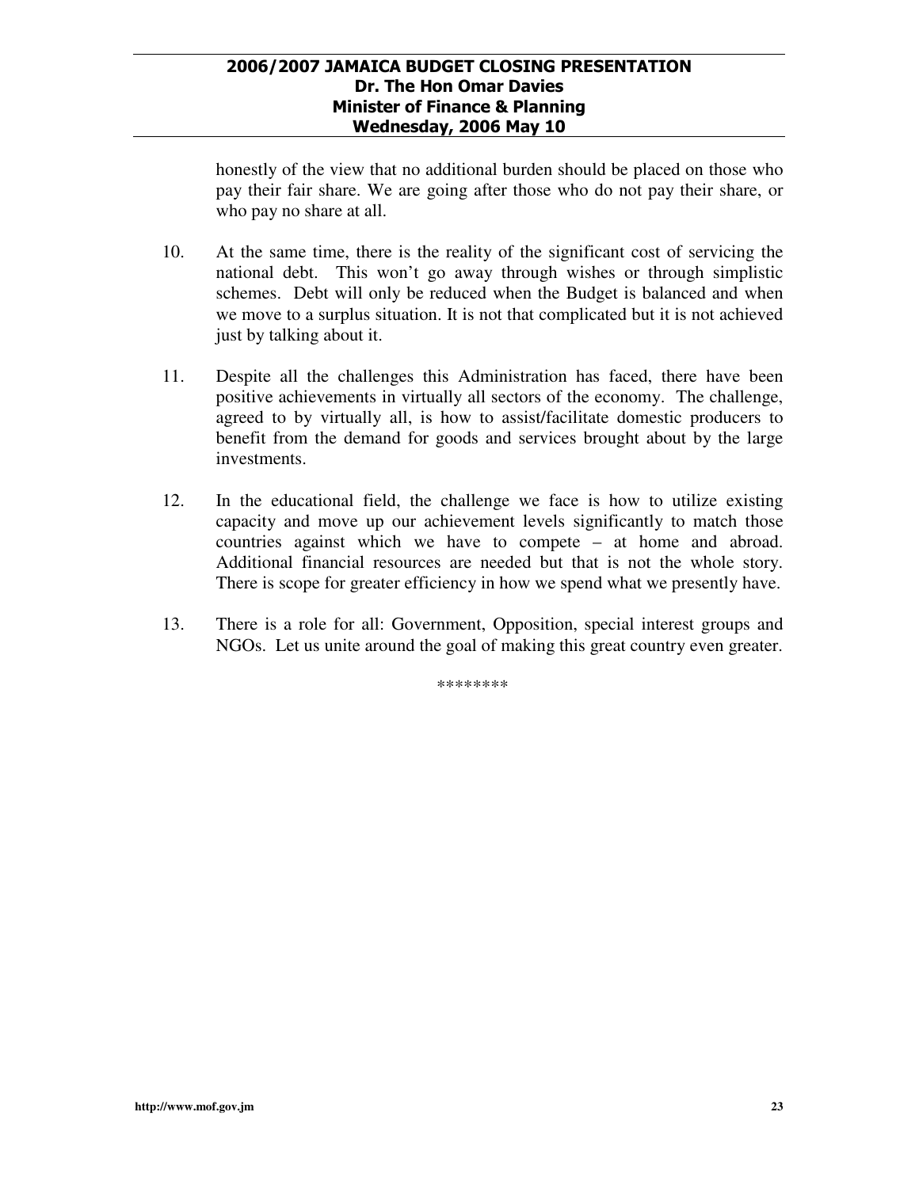honestly of the view that no additional burden should be placed on those who pay their fair share. We are going after those who do not pay their share, or who pay no share at all.

10. At the same time, there is the reality of the significant cost of servicing the national debt. This won't go away through wishes or through simplistic schemes. Debt will only be reduced when the Budget is balanced and when we move to a surplus situation. It is not that complicated but it is not achieved just by talking about it.

11. Despite all the challenges this Administration has faced, there have been positive achievements in virtually all sectors of the economy. The challenge, agreed to by virtually all, is how to assist/facilitate domestic producers to benefit from the demand for goods and services brought about by the large investments.

12. In the educational field, the challenge we face is how to utilize existing capacity and move up our achievement levels significantly to match those countries against which we have to compete – at home and abroad. Additional financial resources are needed but that is not the whole story. There is scope for greater efficiency in how we spend what we presently have.

13. There is a role for all: Government, Opposition, special interest groups and NGOs. Let us unite around the goal of making this great country even greater.

********